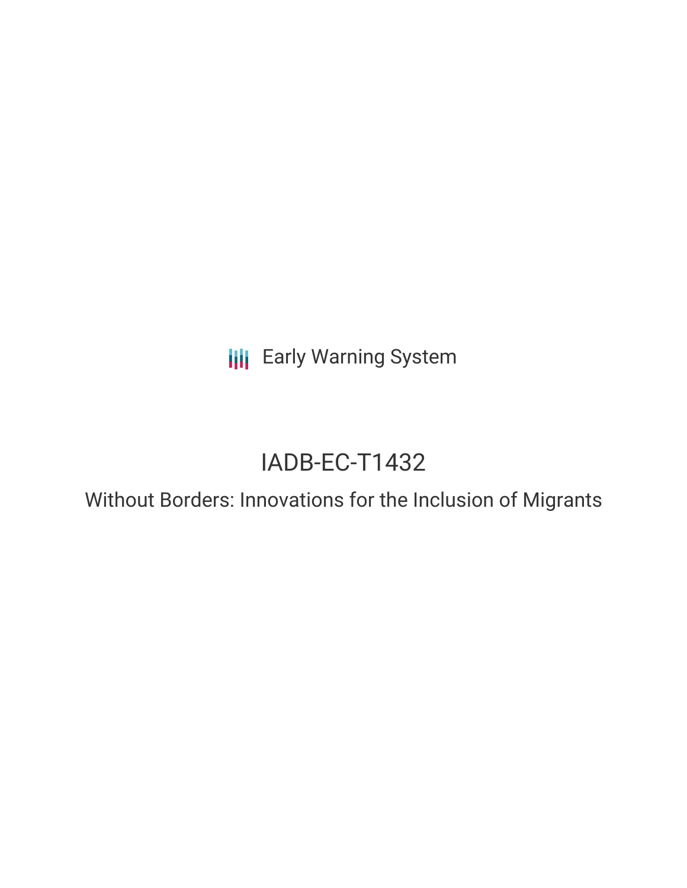Early Warning System

# IADB-EC-T1432

## Without Borders: Innovations for the Inclusion of Migrants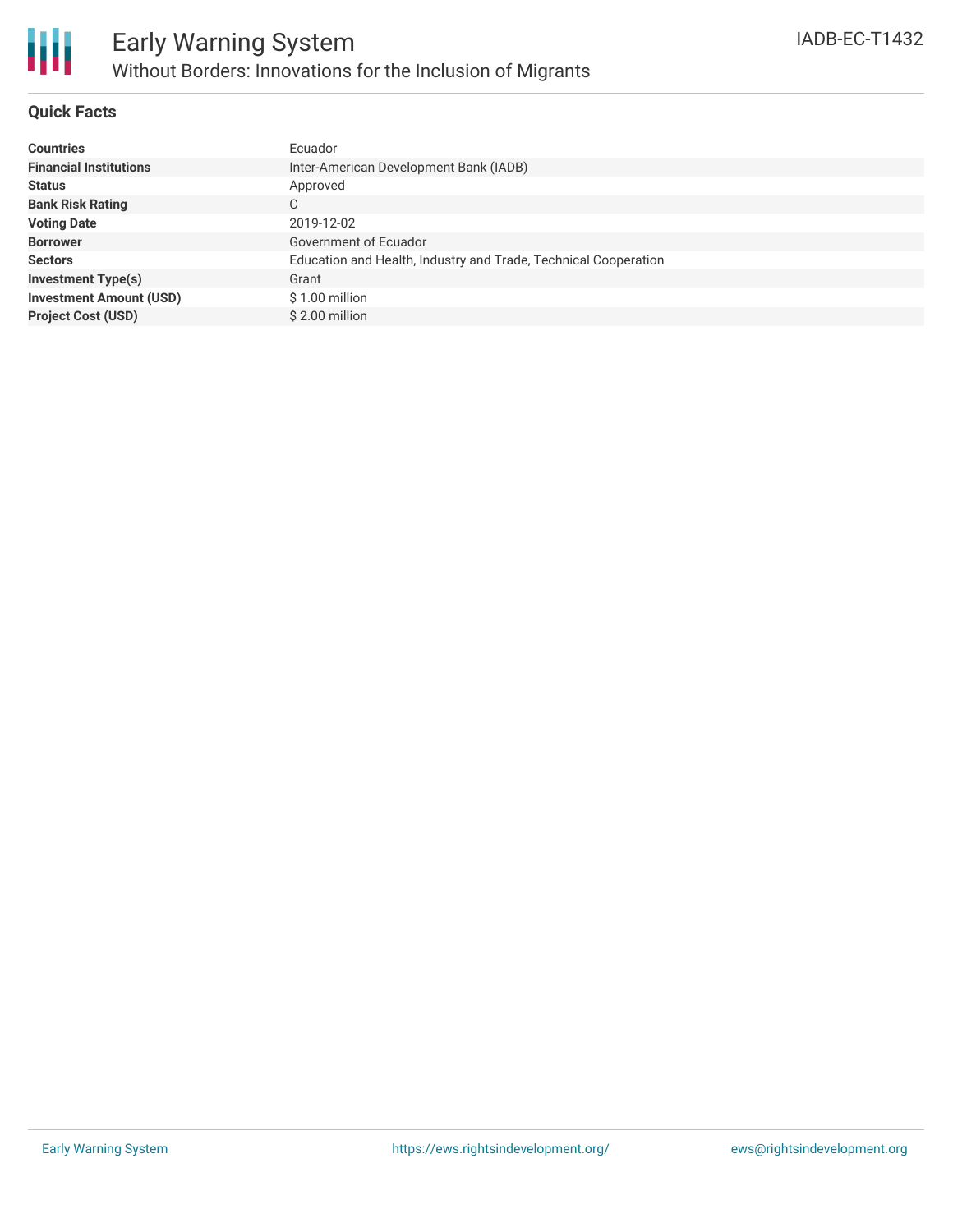# Early Warning System

## Without Borders: Innovations for the Inclusion of Migrants

IADB-EC-T1432

### Quick Facts

| | |
|---|---|
| **Countries** | Ecuador |
| **Financial Institutions** | Inter-American Development Bank (IADB) |
| **Status** | Approved |
| **Bank Risk Rating** | C |
| **Voting Date** | 2019-12-02 |
| **Borrower** | Government of Ecuador |
| **Sectors** | Education and Health, Industry and Trade, Technical Cooperation |
| **Investment Type(s)** | Grant |
| **Investment Amount (USD)** | $ 1.00 million |
| **Project Cost (USD)** | $ 2.00 million |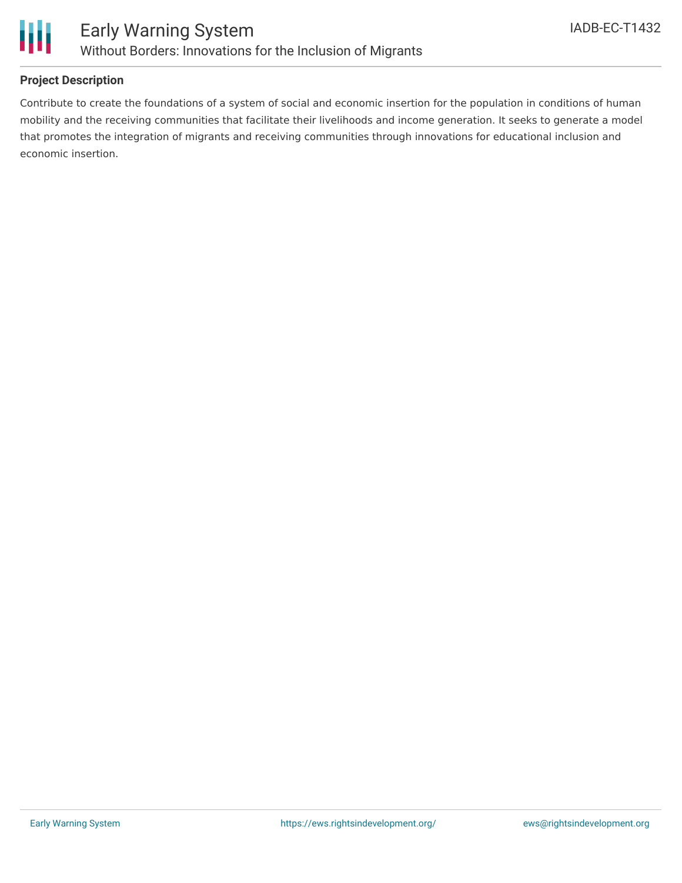## Project Description

Contribute to create the foundations of a system of social and economic insertion for the population in conditions of human mobility and the receiving communities that facilitate their livelihoods and income generation. It seeks to generate a model that promotes the integration of migrants and receiving communities through innovations for educational inclusion and economic insertion.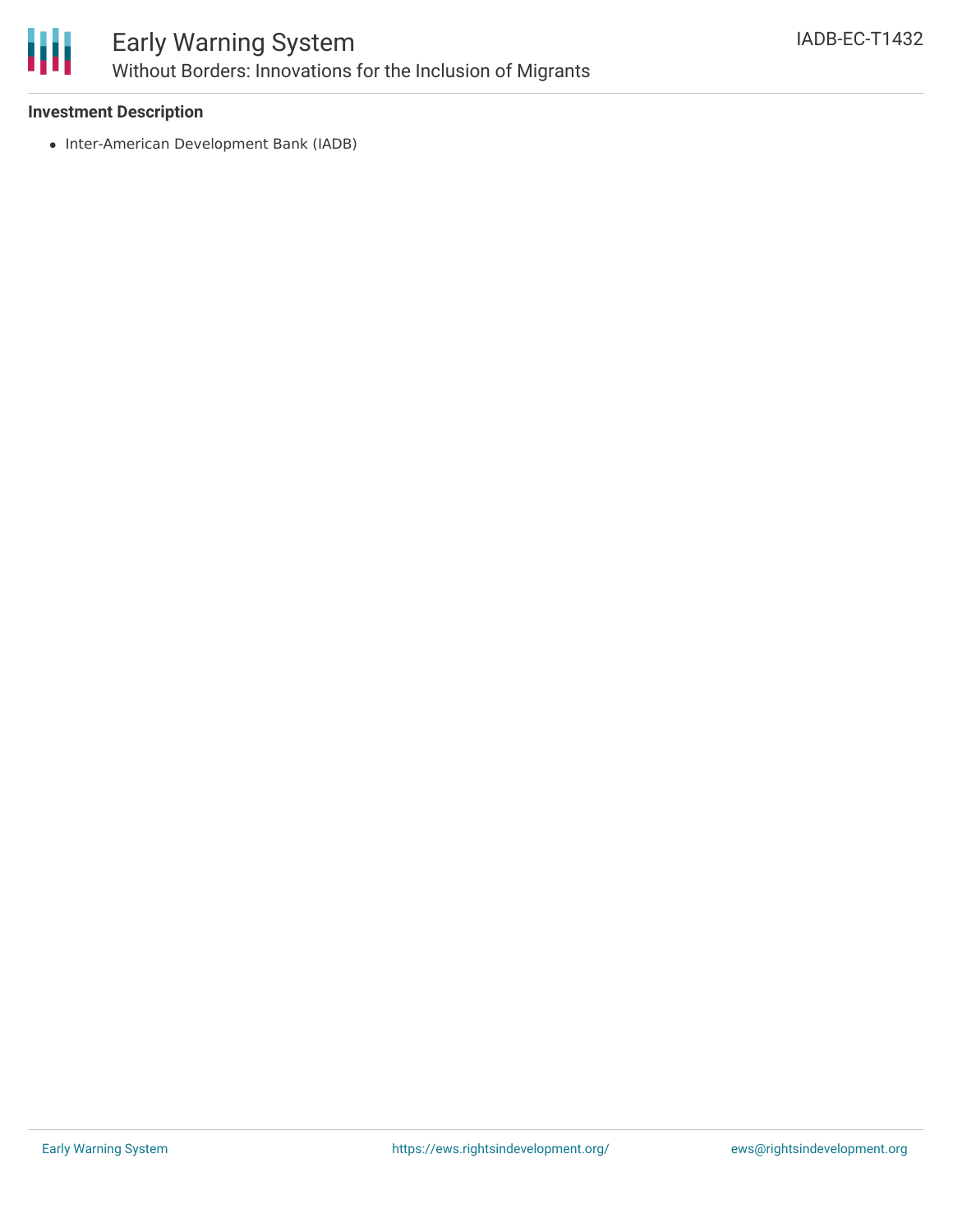**Investment Description**

- Inter-American Development Bank (IADB)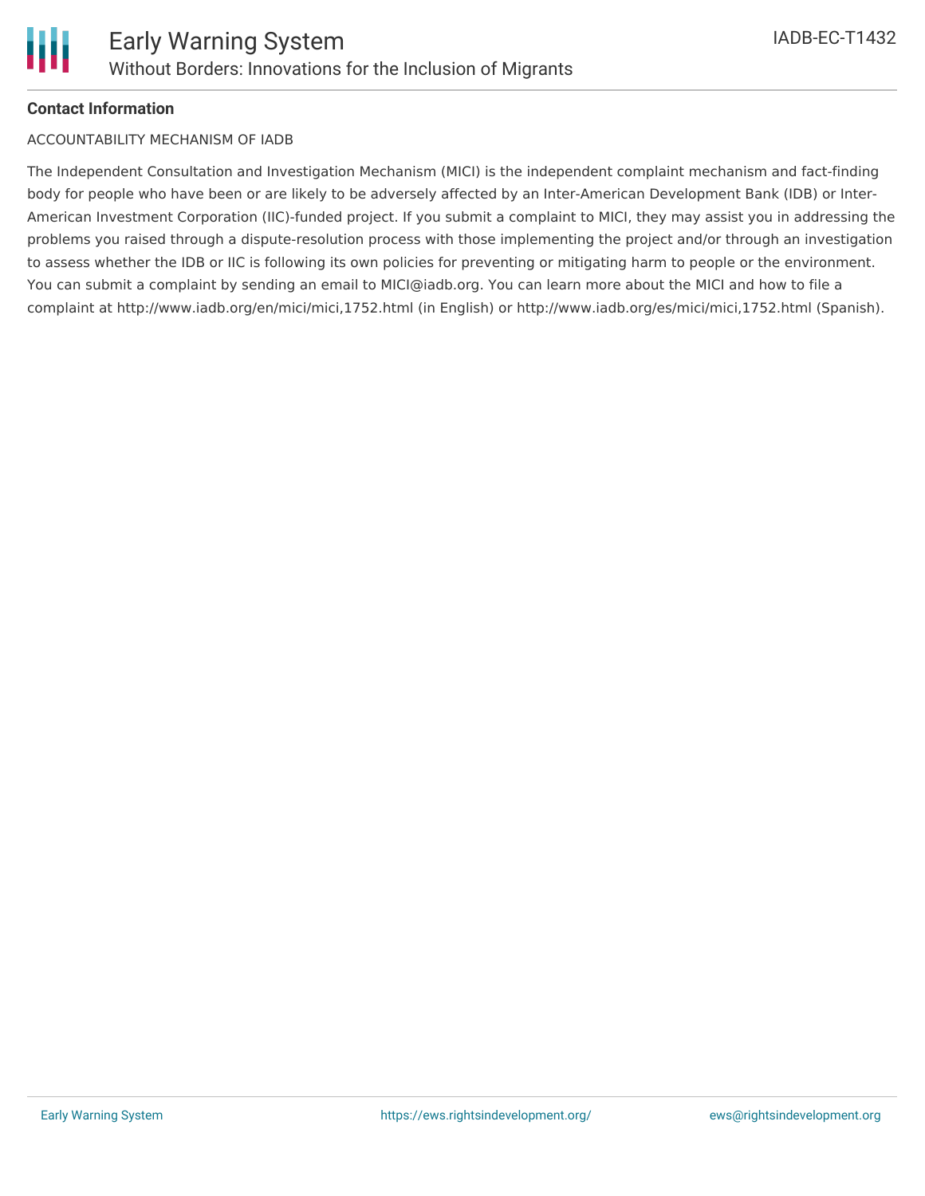**Contact Information**

ACCOUNTABILITY MECHANISM OF IADB

The Independent Consultation and Investigation Mechanism (MICI) is the independent complaint mechanism and fact-finding body for people who have been or are likely to be adversely affected by an Inter-American Development Bank (IDB) or Inter-American Investment Corporation (IIC)-funded project. If you submit a complaint to MICI, they may assist you in addressing the problems you raised through a dispute-resolution process with those implementing the project and/or through an investigation to assess whether the IDB or IIC is following its own policies for preventing or mitigating harm to people or the environment. You can submit a complaint by sending an email to MICI@iadb.org. You can learn more about the MICI and how to file a complaint at http://www.iadb.org/en/mici/mici,1752.html (in English) or http://www.iadb.org/es/mici/mici,1752.html (Spanish).